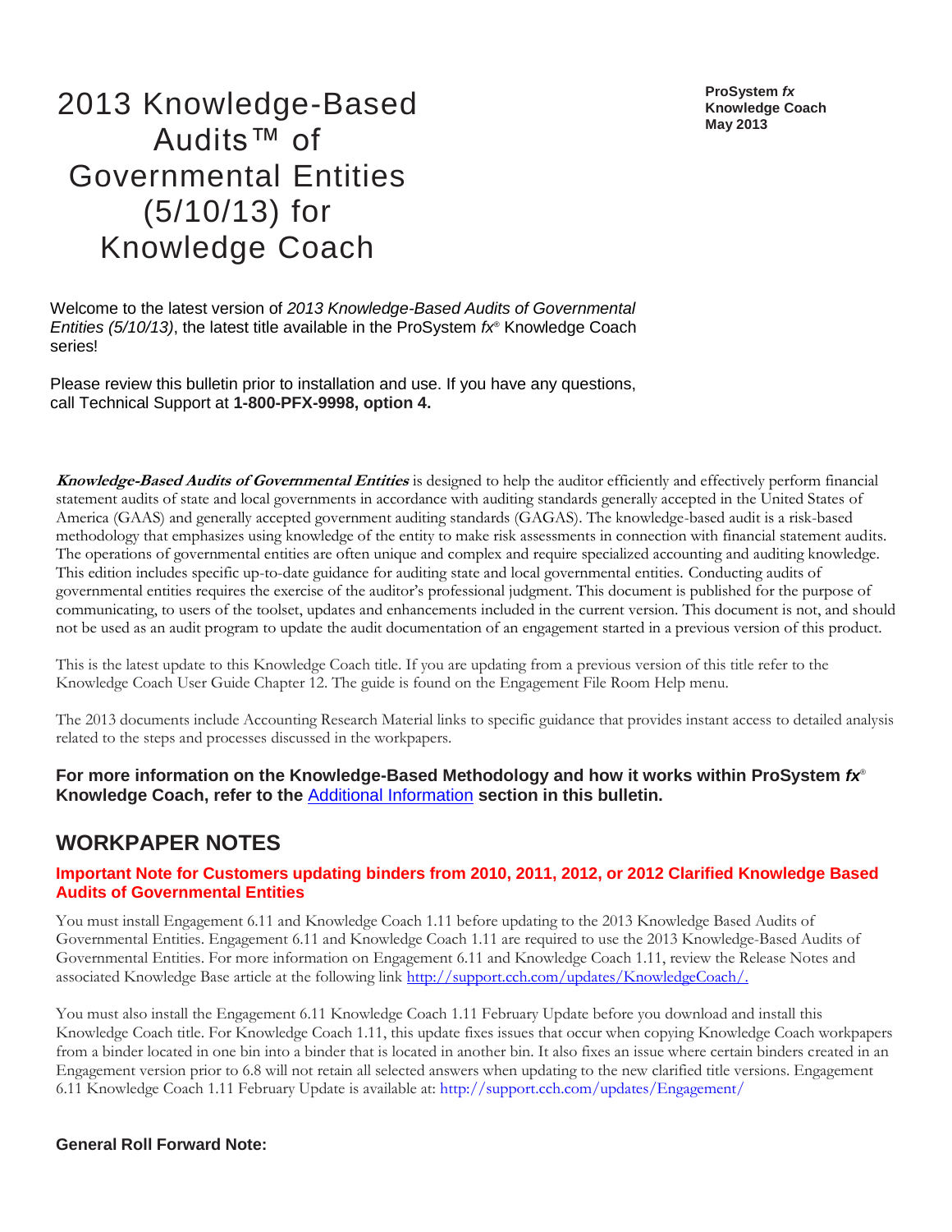# 2013 Knowledge-Based Audits™ of Governmental Entities (5/10/13) for Knowledge Coach

**ProSystem *fx***
**Knowledge Coach**
**May 2013**

Welcome to the latest version of *2013 Knowledge-Based Audits of Governmental Entities (5/10/13)*, the latest title available in the ProSystem *fx*® Knowledge Coach series!

Please review this bulletin prior to installation and use. If you have any questions, call Technical Support at **1-800-PFX-9998, option 4.**

***Knowledge-Based Audits of Governmental Entities*** is designed to help the auditor efficiently and effectively perform financial statement audits of state and local governments in accordance with auditing standards generally accepted in the United States of America (GAAS) and generally accepted government auditing standards (GAGAS). The knowledge-based audit is a risk-based methodology that emphasizes using knowledge of the entity to make risk assessments in connection with financial statement audits. The operations of governmental entities are often unique and complex and require specialized accounting and auditing knowledge. This edition includes specific up-to-date guidance for auditing state and local governmental entities. Conducting audits of governmental entities requires the exercise of the auditor's professional judgment. This document is published for the purpose of communicating, to users of the toolset, updates and enhancements included in the current version. This document is not, and should not be used as an audit program to update the audit documentation of an engagement started in a previous version of this product.

This is the latest update to this Knowledge Coach title. If you are updating from a previous version of this title refer to the Knowledge Coach User Guide Chapter 12. The guide is found on the Engagement File Room Help menu.

The 2013 documents include Accounting Research Material links to specific guidance that provides instant access to detailed analysis related to the steps and processes discussed in the workpapers.

**For more information on the Knowledge-Based Methodology and how it works within ProSystem *fx*® Knowledge Coach, refer to the [Additional Information]() section in this bulletin.**

## WORKPAPER NOTES

### Important Note for Customers updating binders from 2010, 2011, 2012, or 2012 Clarified Knowledge Based Audits of Governmental Entities

You must install Engagement 6.11 and Knowledge Coach 1.11 before updating to the 2013 Knowledge Based Audits of Governmental Entities. Engagement 6.11 and Knowledge Coach 1.11 are required to use the 2013 Knowledge-Based Audits of Governmental Entities. For more information on Engagement 6.11 and Knowledge Coach 1.11, review the Release Notes and associated Knowledge Base article at the following link http://support.cch.com/updates/KnowledgeCoach/.

You must also install the Engagement 6.11 Knowledge Coach 1.11 February Update before you download and install this Knowledge Coach title. For Knowledge Coach 1.11, this update fixes issues that occur when copying Knowledge Coach workpapers from a binder located in one bin into a binder that is located in another bin. It also fixes an issue where certain binders created in an Engagement version prior to 6.8 will not retain all selected answers when updating to the new clarified title versions. Engagement 6.11 Knowledge Coach 1.11 February Update is available at: http://support.cch.com/updates/Engagement/

**General Roll Forward Note:**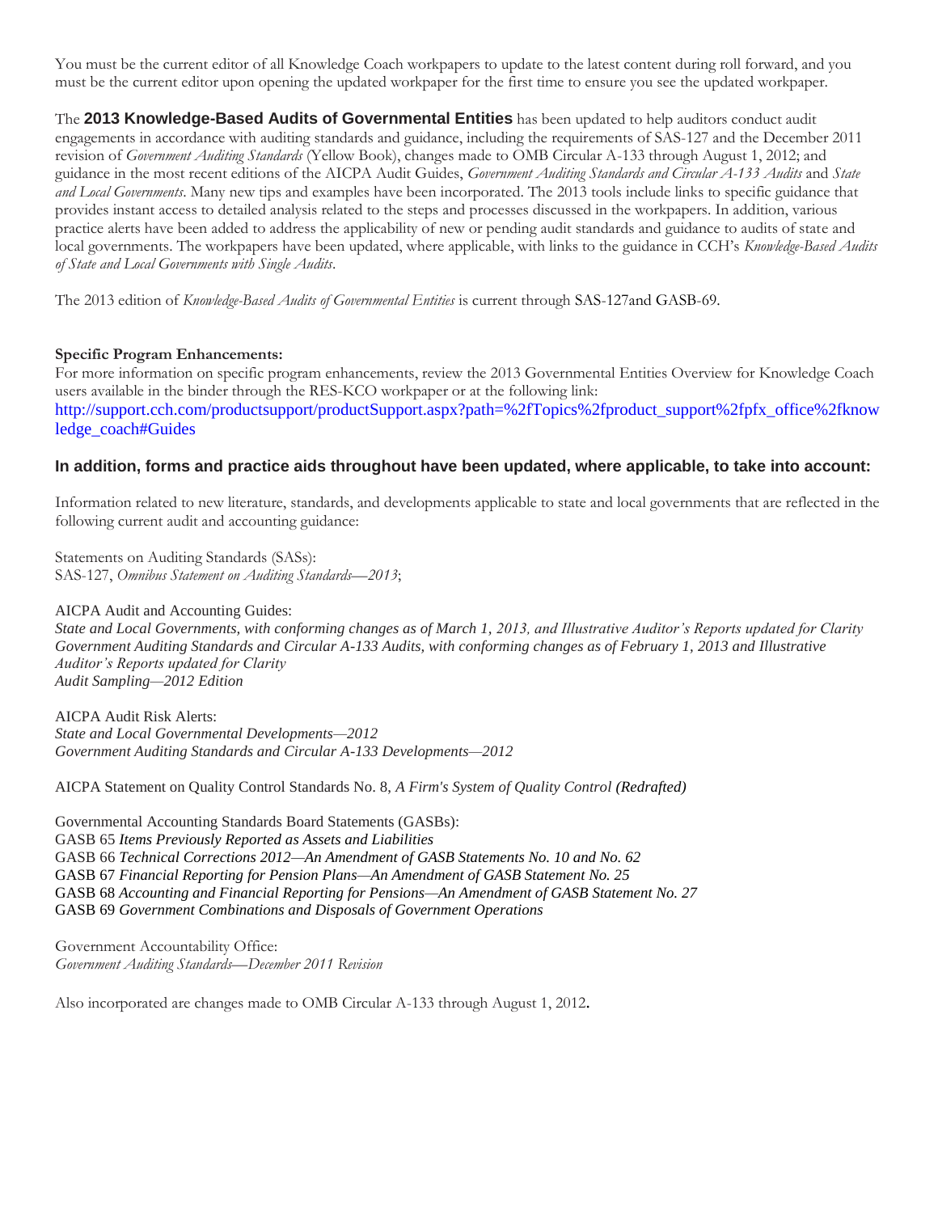You must be the current editor of all Knowledge Coach workpapers to update to the latest content during roll forward, and you must be the current editor upon opening the updated workpaper for the first time to ensure you see the updated workpaper.

The **2013 Knowledge-Based Audits of Governmental Entities** has been updated to help auditors conduct audit engagements in accordance with auditing standards and guidance, including the requirements of SAS-127 and the December 2011 revision of *Government Auditing Standards* (Yellow Book), changes made to OMB Circular A-133 through August 1, 2012; and guidance in the most recent editions of the AICPA Audit Guides, *Government Auditing Standards and Circular A-133 Audits* and *State and Local Governments*. Many new tips and examples have been incorporated. The 2013 tools include links to specific guidance that provides instant access to detailed analysis related to the steps and processes discussed in the workpapers. In addition, various practice alerts have been added to address the applicability of new or pending audit standards and guidance to audits of state and local governments. The workpapers have been updated, where applicable, with links to the guidance in CCH's *Knowledge-Based Audits of State and Local Governments with Single Audits*.

The 2013 edition of *Knowledge-Based Audits of Governmental Entities* is current through SAS-127and GASB-69.

**Specific Program Enhancements:**
For more information on specific program enhancements, review the 2013 Governmental Entities Overview for Knowledge Coach users available in the binder through the RES-KCO workpaper or at the following link:
http://support.cch.com/productsupport/productSupport.aspx?path=%2fTopics%2fproduct_support%2fpfx_office%2fknowledge_coach#Guides

### In addition, forms and practice aids throughout have been updated, where applicable, to take into account:

Information related to new literature, standards, and developments applicable to state and local governments that are reflected in the following current audit and accounting guidance:

Statements on Auditing Standards (SASs):
SAS-127, *Omnibus Statement on Auditing Standards—2013*;

AICPA Audit and Accounting Guides:
*State and Local Governments, with conforming changes as of March 1, 2013, and Illustrative Auditor's Reports updated for Clarity*
*Government Auditing Standards and Circular A-133 Audits, with conforming changes as of February 1, 2013 and Illustrative Auditor's Reports updated for Clarity*
*Audit Sampling—2012 Edition*

AICPA Audit Risk Alerts:
*State and Local Governmental Developments—2012*
*Government Auditing Standards and Circular A-133 Developments—2012*

AICPA Statement on Quality Control Standards No. 8, *A Firm's System of Quality Control (Redrafted)*

Governmental Accounting Standards Board Statements (GASBs):
GASB 65 *Items Previously Reported as Assets and Liabilities*
GASB 66 *Technical Corrections 2012—An Amendment of GASB Statements No. 10 and No. 62*
GASB 67 *Financial Reporting for Pension Plans—An Amendment of GASB Statement No. 25*
GASB 68 *Accounting and Financial Reporting for Pensions—An Amendment of GASB Statement No. 27*
GASB 69 *Government Combinations and Disposals of Government Operations*

Government Accountability Office:
*Government Auditing Standards—December 2011 Revision*

Also incorporated are changes made to OMB Circular A-133 through August 1, 2012.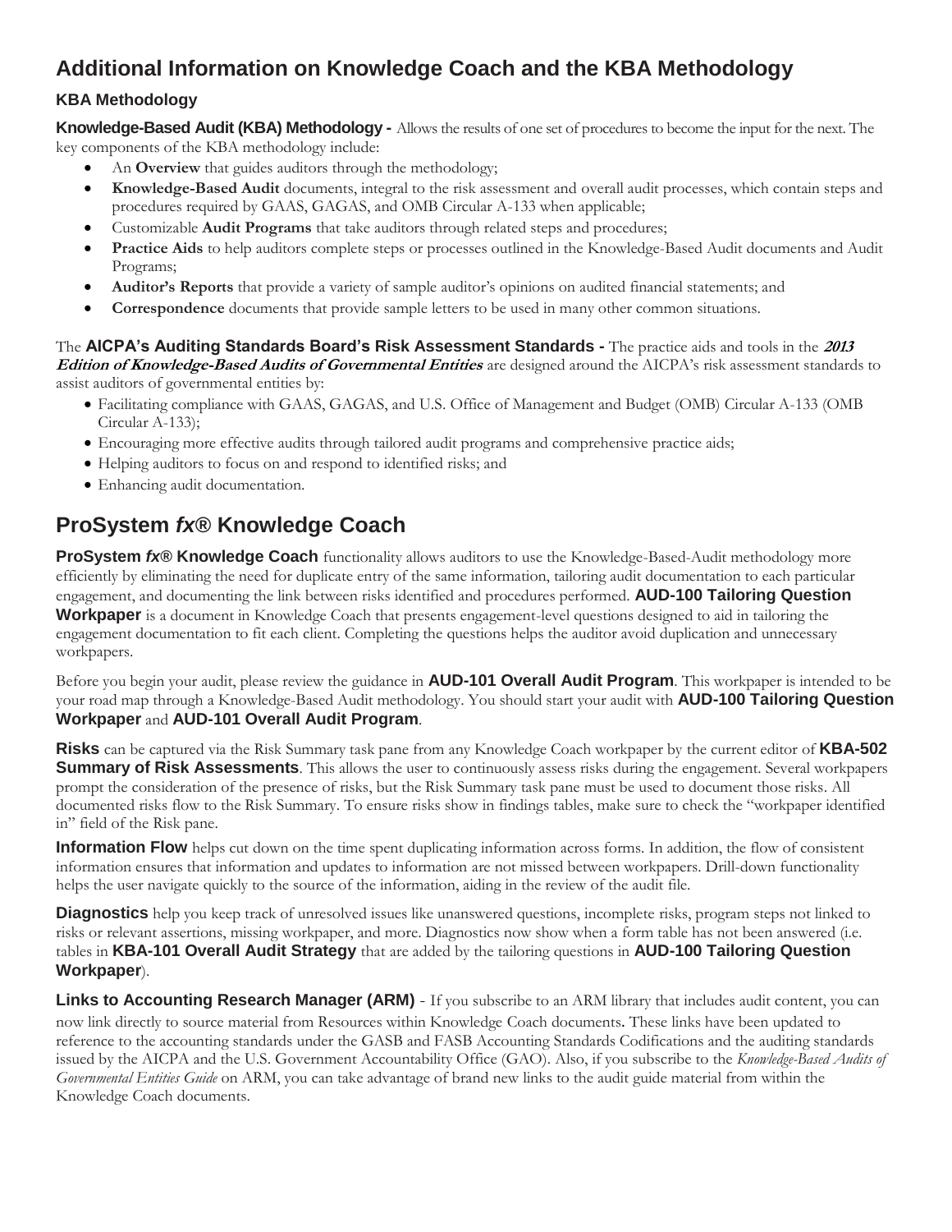## Additional Information on Knowledge Coach and the KBA Methodology

### KBA Methodology

**Knowledge-Based Audit (KBA) Methodology -** Allows the results of one set of procedures to become the input for the next. The key components of the KBA methodology include:

- An **Overview** that guides auditors through the methodology;
- **Knowledge-Based Audit** documents, integral to the risk assessment and overall audit processes, which contain steps and procedures required by GAAS, GAGAS, and OMB Circular A-133 when applicable;
- Customizable **Audit Programs** that take auditors through related steps and procedures;
- **Practice Aids** to help auditors complete steps or processes outlined in the Knowledge-Based Audit documents and Audit Programs;
- **Auditor's Reports** that provide a variety of sample auditor's opinions on audited financial statements; and
- **Correspondence** documents that provide sample letters to be used in many other common situations.

The **AICPA's Auditing Standards Board's Risk Assessment Standards -** The practice aids and tools in the ***2013 Edition of Knowledge-Based Audits of Governmental Entities*** are designed around the AICPA's risk assessment standards to assist auditors of governmental entities by:

- Facilitating compliance with GAAS, GAGAS, and U.S. Office of Management and Budget (OMB) Circular A-133 (OMB Circular A-133);
- Encouraging more effective audits through tailored audit programs and comprehensive practice aids;
- Helping auditors to focus on and respond to identified risks; and
- Enhancing audit documentation.

## ProSystem *fx*® Knowledge Coach

**ProSystem *fx*® Knowledge Coach** functionality allows auditors to use the Knowledge-Based-Audit methodology more efficiently by eliminating the need for duplicate entry of the same information, tailoring audit documentation to each particular engagement, and documenting the link between risks identified and procedures performed. **AUD-100 Tailoring Question Workpaper** is a document in Knowledge Coach that presents engagement-level questions designed to aid in tailoring the engagement documentation to fit each client. Completing the questions helps the auditor avoid duplication and unnecessary workpapers.

Before you begin your audit, please review the guidance in **AUD-101 Overall Audit Program**. This workpaper is intended to be your road map through a Knowledge-Based Audit methodology. You should start your audit with **AUD-100 Tailoring Question Workpaper** and **AUD-101 Overall Audit Program**.

**Risks** can be captured via the Risk Summary task pane from any Knowledge Coach workpaper by the current editor of **KBA-502 Summary of Risk Assessments**. This allows the user to continuously assess risks during the engagement. Several workpapers prompt the consideration of the presence of risks, but the Risk Summary task pane must be used to document those risks. All documented risks flow to the Risk Summary. To ensure risks show in findings tables, make sure to check the "workpaper identified in" field of the Risk pane.

**Information Flow** helps cut down on the time spent duplicating information across forms. In addition, the flow of consistent information ensures that information and updates to information are not missed between workpapers. Drill-down functionality helps the user navigate quickly to the source of the information, aiding in the review of the audit file.

**Diagnostics** help you keep track of unresolved issues like unanswered questions, incomplete risks, program steps not linked to risks or relevant assertions, missing workpaper, and more. Diagnostics now show when a form table has not been answered (i.e. tables in **KBA-101 Overall Audit Strategy** that are added by the tailoring questions in **AUD-100 Tailoring Question Workpaper**).

**Links to Accounting Research Manager (ARM)** - If you subscribe to an ARM library that includes audit content, you can now link directly to source material from Resources within Knowledge Coach documents. These links have been updated to reference to the accounting standards under the GASB and FASB Accounting Standards Codifications and the auditing standards issued by the AICPA and the U.S. Government Accountability Office (GAO). Also, if you subscribe to the *Knowledge-Based Audits of Governmental Entities Guide* on ARM, you can take advantage of brand new links to the audit guide material from within the Knowledge Coach documents.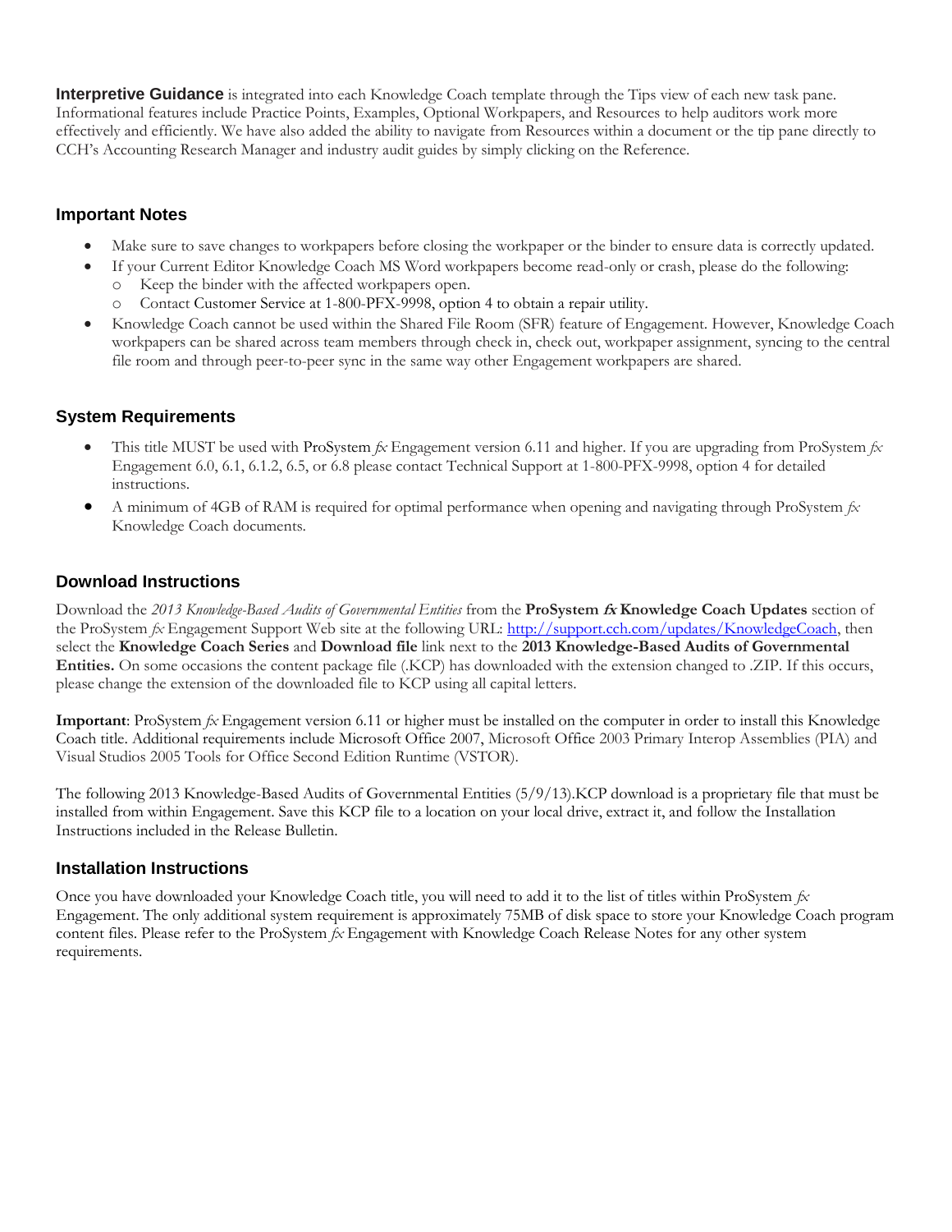**Interpretive Guidance** is integrated into each Knowledge Coach template through the Tips view of each new task pane. Informational features include Practice Points, Examples, Optional Workpapers, and Resources to help auditors work more effectively and efficiently. We have also added the ability to navigate from Resources within a document or the tip pane directly to CCH's Accounting Research Manager and industry audit guides by simply clicking on the Reference.

### Important Notes

- Make sure to save changes to workpapers before closing the workpaper or the binder to ensure data is correctly updated.
- If your Current Editor Knowledge Coach MS Word workpapers become read-only or crash, please do the following:
  - Keep the binder with the affected workpapers open.
  - Contact Customer Service at 1-800-PFX-9998, option 4 to obtain a repair utility.
- Knowledge Coach cannot be used within the Shared File Room (SFR) feature of Engagement. However, Knowledge Coach workpapers can be shared across team members through check in, check out, workpaper assignment, syncing to the central file room and through peer-to-peer sync in the same way other Engagement workpapers are shared.

### System Requirements

- This title MUST be used with ProSystem *fx* Engagement version 6.11 and higher. If you are upgrading from ProSystem *fx* Engagement 6.0, 6.1, 6.1.2, 6.5, or 6.8 please contact Technical Support at 1-800-PFX-9998, option 4 for detailed instructions.
- A minimum of 4GB of RAM is required for optimal performance when opening and navigating through ProSystem *fx* Knowledge Coach documents.

### Download Instructions

Download the *2013 Knowledge-Based Audits of Governmental Entities* from the **ProSystem *fx* Knowledge Coach Updates** section of the ProSystem *fx* Engagement Support Web site at the following URL: [http://support.cch.com/updates/KnowledgeCoach](http://support.cch.com/updates/KnowledgeCoach), then select the **Knowledge Coach Series** and **Download file** link next to the **2013 Knowledge-Based Audits of Governmental Entities.** On some occasions the content package file (.KCP) has downloaded with the extension changed to .ZIP. If this occurs, please change the extension of the downloaded file to KCP using all capital letters.

**Important**: ProSystem *fx* Engagement version 6.11 or higher must be installed on the computer in order to install this Knowledge Coach title. Additional requirements include Microsoft Office 2007, Microsoft Office 2003 Primary Interop Assemblies (PIA) and Visual Studios 2005 Tools for Office Second Edition Runtime (VSTOR).

The following 2013 Knowledge-Based Audits of Governmental Entities (5/9/13).KCP download is a proprietary file that must be installed from within Engagement. Save this KCP file to a location on your local drive, extract it, and follow the Installation Instructions included in the Release Bulletin.

### Installation Instructions

Once you have downloaded your Knowledge Coach title, you will need to add it to the list of titles within ProSystem *fx* Engagement. The only additional system requirement is approximately 75MB of disk space to store your Knowledge Coach program content files. Please refer to the ProSystem *fx* Engagement with Knowledge Coach Release Notes for any other system requirements.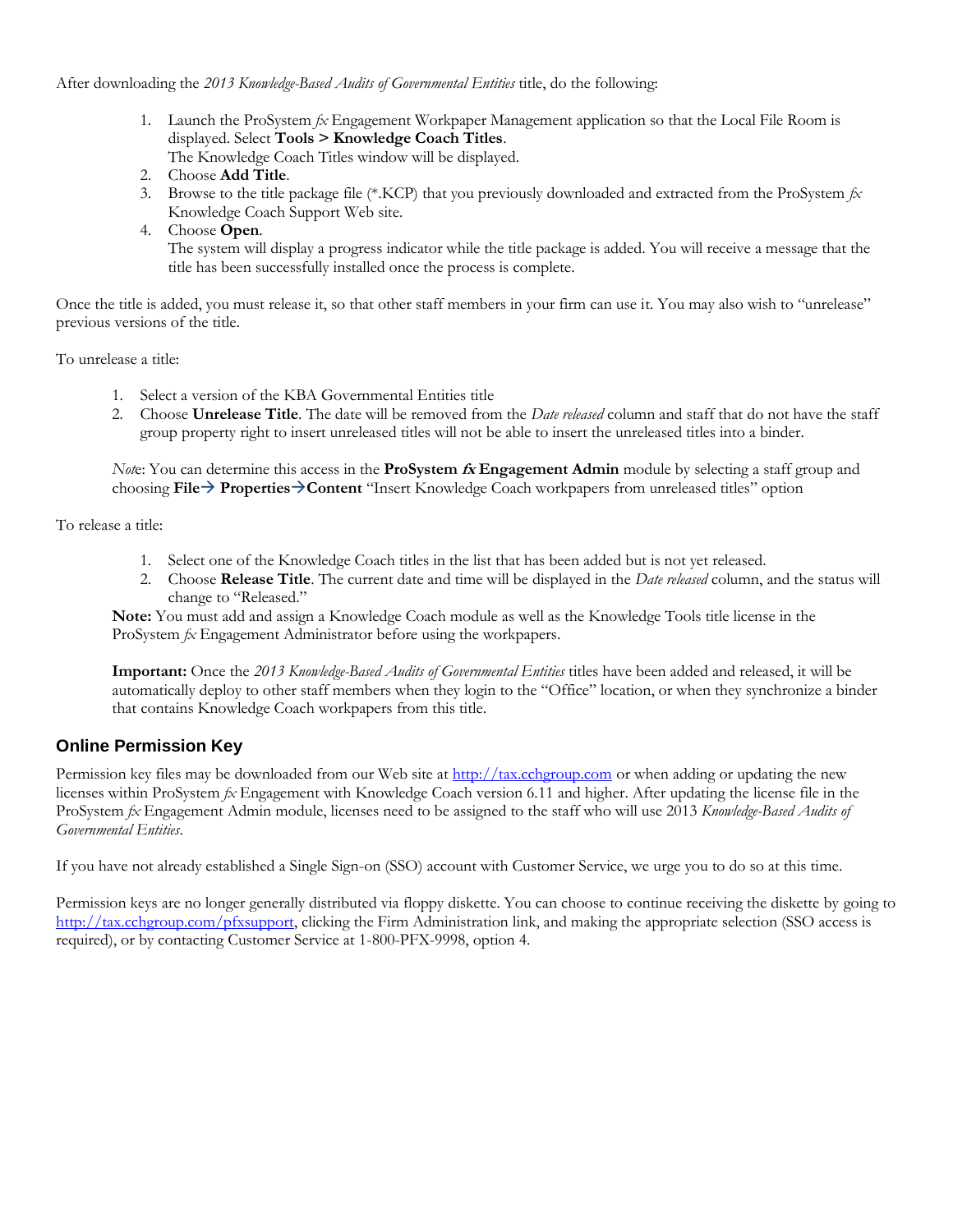After downloading the *2013 Knowledge-Based Audits of Governmental Entities* title, do the following:

1. Launch the ProSystem *fx* Engagement Workpaper Management application so that the Local File Room is displayed. Select **Tools > Knowledge Coach Titles**.
   The Knowledge Coach Titles window will be displayed.
2. Choose **Add Title**.
3. Browse to the title package file (*.KCP) that you previously downloaded and extracted from the ProSystem *fx* Knowledge Coach Support Web site.
4. Choose **Open**.
   The system will display a progress indicator while the title package is added. You will receive a message that the title has been successfully installed once the process is complete.

Once the title is added, you must release it, so that other staff members in your firm can use it. You may also wish to "unrelease" previous versions of the title.

To unrelease a title:

1. Select a version of the KBA Governmental Entities title
2. Choose **Unrelease Title**. The date will be removed from the *Date released* column and staff that do not have the staff group property right to insert unreleased titles will not be able to insert the unreleased titles into a binder.

*Not*e: You can determine this access in the **ProSystem *fx* Engagement Admin** module by selecting a staff group and choosing **File→ Properties→Content** "Insert Knowledge Coach workpapers from unreleased titles" option

To release a title:

1. Select one of the Knowledge Coach titles in the list that has been added but is not yet released.
2. Choose **Release Title**. The current date and time will be displayed in the *Date released* column, and the status will change to "Released."

**Note:** You must add and assign a Knowledge Coach module as well as the Knowledge Tools title license in the ProSystem *fx* Engagement Administrator before using the workpapers.

**Important:** Once the *2013 Knowledge-Based Audits of Governmental Entities* titles have been added and released, it will be automatically deploy to other staff members when they login to the "Office" location, or when they synchronize a binder that contains Knowledge Coach workpapers from this title.

## Online Permission Key

Permission key files may be downloaded from our Web site at http://tax.cchgroup.com or when adding or updating the new licenses within ProSystem *fx* Engagement with Knowledge Coach version 6.11 and higher. After updating the license file in the ProSystem *fx* Engagement Admin module, licenses need to be assigned to the staff who will use 2013 *Knowledge-Based Audits of Governmental Entities*.

If you have not already established a Single Sign-on (SSO) account with Customer Service, we urge you to do so at this time.

Permission keys are no longer generally distributed via floppy diskette. You can choose to continue receiving the diskette by going to http://tax.cchgroup.com/pfxsupport, clicking the Firm Administration link, and making the appropriate selection (SSO access is required), or by contacting Customer Service at 1-800-PFX-9998, option 4.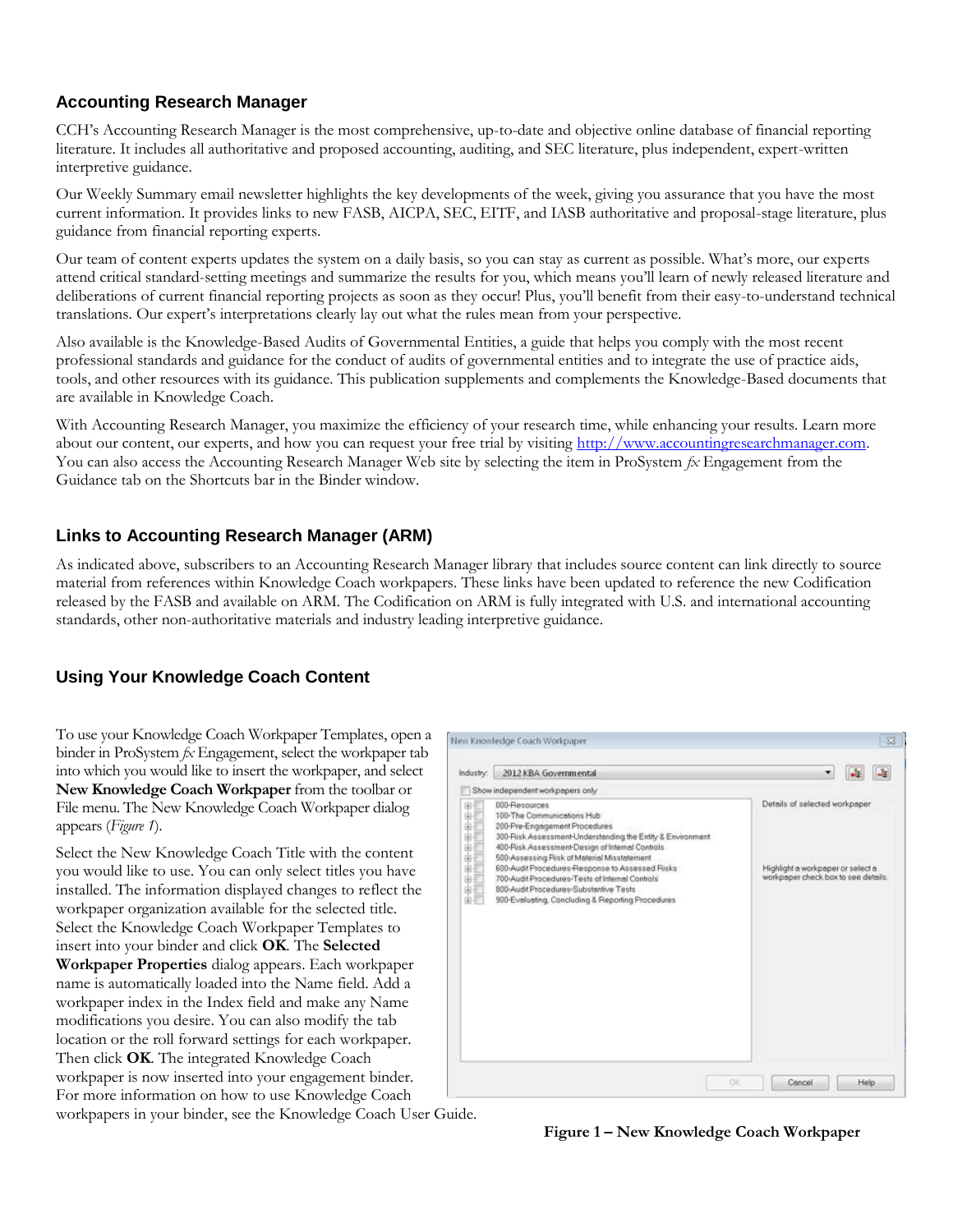## Accounting Research Manager

CCH's Accounting Research Manager is the most comprehensive, up-to-date and objective online database of financial reporting literature. It includes all authoritative and proposed accounting, auditing, and SEC literature, plus independent, expert-written interpretive guidance.

Our Weekly Summary email newsletter highlights the key developments of the week, giving you assurance that you have the most current information. It provides links to new FASB, AICPA, SEC, EITF, and IASB authoritative and proposal-stage literature, plus guidance from financial reporting experts.

Our team of content experts updates the system on a daily basis, so you can stay as current as possible. What's more, our experts attend critical standard-setting meetings and summarize the results for you, which means you'll learn of newly released literature and deliberations of current financial reporting projects as soon as they occur! Plus, you'll benefit from their easy-to-understand technical translations. Our expert's interpretations clearly lay out what the rules mean from your perspective.

Also available is the Knowledge-Based Audits of Governmental Entities, a guide that helps you comply with the most recent professional standards and guidance for the conduct of audits of governmental entities and to integrate the use of practice aids, tools, and other resources with its guidance. This publication supplements and complements the Knowledge-Based documents that are available in Knowledge Coach.

With Accounting Research Manager, you maximize the efficiency of your research time, while enhancing your results. Learn more about our content, our experts, and how you can request your free trial by visiting http://www.accountingresearchmanager.com. You can also access the Accounting Research Manager Web site by selecting the item in ProSystem *fx* Engagement from the Guidance tab on the Shortcuts bar in the Binder window.

## Links to Accounting Research Manager (ARM)

As indicated above, subscribers to an Accounting Research Manager library that includes source content can link directly to source material from references within Knowledge Coach workpapers. These links have been updated to reference the new Codification released by the FASB and available on ARM. The Codification on ARM is fully integrated with U.S. and international accounting standards, other non-authoritative materials and industry leading interpretive guidance.

## Using Your Knowledge Coach Content

To use your Knowledge Coach Workpaper Templates, open a binder in ProSystem *fx* Engagement, select the workpaper tab into which you would like to insert the workpaper, and select **New Knowledge Coach Workpaper** from the toolbar or File menu. The New Knowledge Coach Workpaper dialog appears (*Figure 1*).

Select the New Knowledge Coach Title with the content you would like to use. You can only select titles you have installed. The information displayed changes to reflect the workpaper organization available for the selected title. Select the Knowledge Coach Workpaper Templates to insert into your binder and click **OK**. The **Selected Workpaper Properties** dialog appears. Each workpaper name is automatically loaded into the Name field. Add a workpaper index in the Index field and make any Name modifications you desire. You can also modify the tab location or the roll forward settings for each workpaper. Then click **OK**. The integrated Knowledge Coach workpaper is now inserted into your engagement binder. For more information on how to use Knowledge Coach workpapers in your binder, see the Knowledge Coach User Guide.

New Knowledge Coach Workpaper

Industry: 2012 KBA Governmental

Show independent workpapers only

- 000-Resources
- 100-The Communications Hub
- 200-Pre-Engagement Procedures
- 300-Risk Assessment-Understanding the Entity & Environment
- 400-Risk Assessment-Design of Internal Controls
- 500-Assessing Risk of Material Misstatement
- 600-Audit Procedures-Response to Assessed Risks
- 700-Audit Procedures-Tests of Internal Controls
- 800-Audit Procedures-Substantive Tests
- 900-Evaluating, Concluding & Reporting Procedures

Details of selected workpaper

Highlight a workpaper or select a workpaper check box to see details.

OK Cancel Help

**Figure 1 – New Knowledge Coach Workpaper**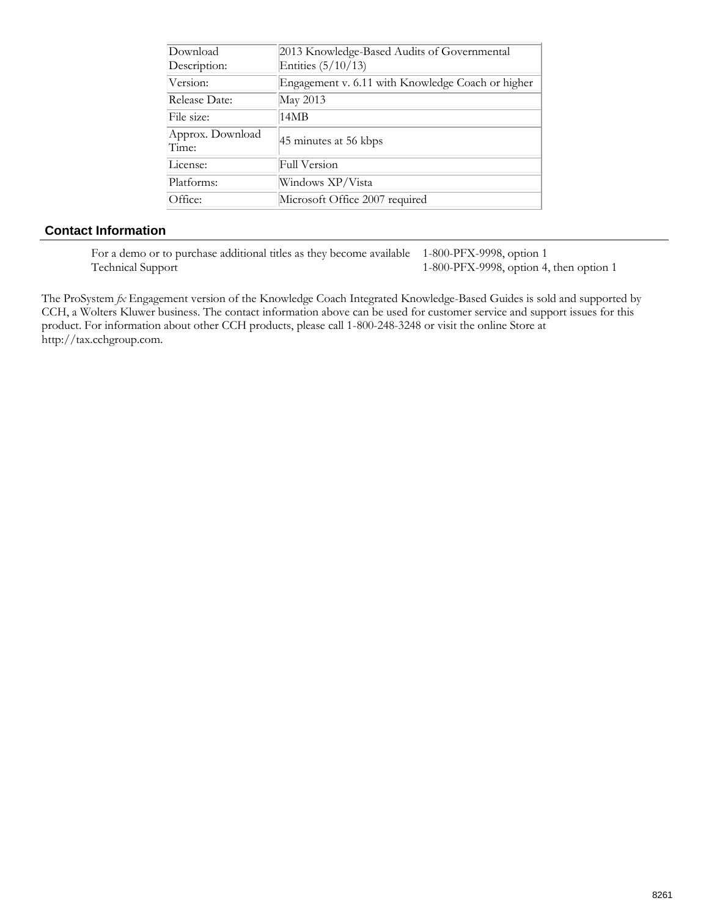| | |
|---|---|
| Download Description: | 2013 Knowledge-Based Audits of Governmental Entities (5/10/13) |
| Version: | Engagement v. 6.11 with Knowledge Coach or higher |
| Release Date: | May 2013 |
| File size: | 14MB |
| Approx. Download Time: | 45 minutes at 56 kbps |
| License: | Full Version |
| Platforms: | Windows XP/Vista |
| Office: | Microsoft Office 2007 required |

## Contact Information

| | |
|---|---|
| For a demo or to purchase additional titles as they become available | 1-800-PFX-9998, option 1 |
| Technical Support | 1-800-PFX-9998, option 4, then option 1 |

The ProSystem *fx* Engagement version of the Knowledge Coach Integrated Knowledge-Based Guides is sold and supported by CCH, a Wolters Kluwer business. The contact information above can be used for customer service and support issues for this product. For information about other CCH products, please call 1-800-248-3248 or visit the online Store at http://tax.cchgroup.com.